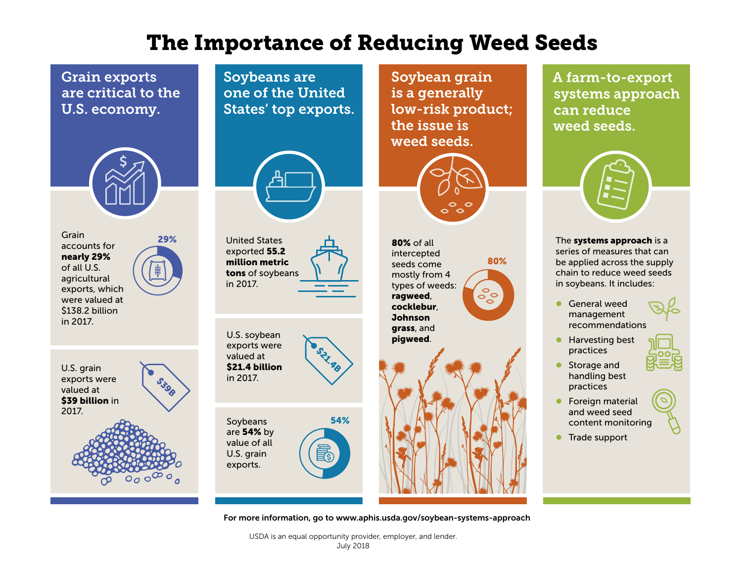# The Importance of Reducing Weed Seeds

## Grain exports are critical to the U.S. economy.

Grain accounts for **nearly 29%** of all U.S. agricultural exports, which were valued at $138.2 billion in 2017.

29%

U.S. grain exports were valued at **$39 billion** in 2017.

$39B

## Soybeans are one of the United States' top exports.

United States exported **55.2 million metric tons** of soybeans in 2017.

U.S. soybean exports were valued at **$21.4 billion** in 2017.

$21.4B

Soybeans are **54%** by value of all U.S. grain exports.

54%

## Soybean grain is a generally low-risk product; the issue is weed seeds.

**80%** of all intercepted seeds come mostly from 4 types of weeds: **ragweed**, **cocklebur**, **Johnson grass**, and **pigweed**.

80%

## A farm-to-export systems approach can reduce weed seeds.

The **systems approach** is a series of measures that can be applied across the supply chain to reduce weed seeds in soybeans. It includes:

- General weed management recommendations
- Harvesting best practices
- Storage and handling best practices
- Foreign material and weed seed content monitoring
- Trade support

**For more information, go to www.aphis.usda.gov/soybean-systems-approach**

USDA is an equal opportunity provider, employer, and lender.
July 2018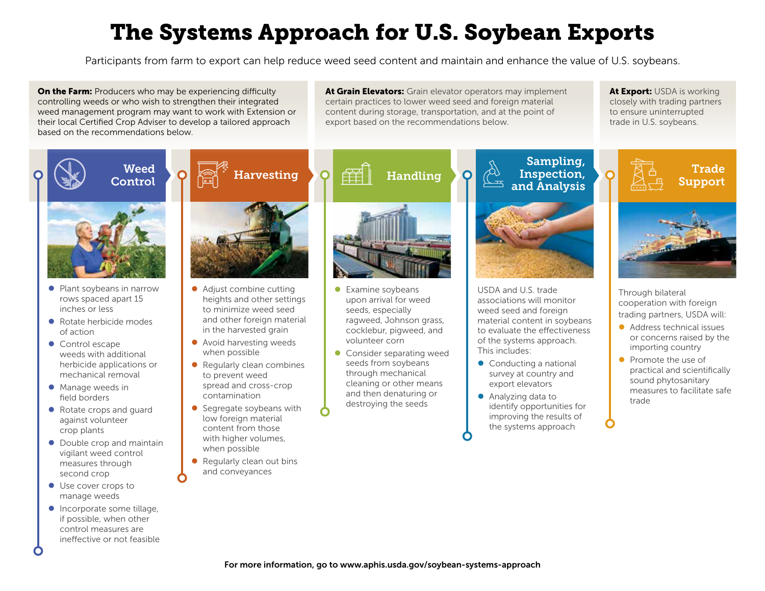# The Systems Approach for U.S. Soybean Exports

Participants from farm to export can help reduce weed seed content and maintain and enhance the value of U.S. soybeans.

**On the Farm:** Producers who may be experiencing difficulty controlling weeds or who wish to strengthen their integrated weed management program may want to work with Extension or their local Certified Crop Adviser to develop a tailored approach based on the recommendations below.

**At Grain Elevators:** Grain elevator operators may implement certain practices to lower weed seed and foreign material content during storage, transportation, and at the point of export based on the recommendations below.

**At Export:** USDA is working closely with trading partners to ensure uninterrupted trade in U.S. soybeans.

## Weed Control

- Plant soybeans in narrow rows spaced apart 15 inches or less
- Rotate herbicide modes of action
- Control escape weeds with additional herbicide applications or mechanical removal
- Manage weeds in field borders
- Rotate crops and guard against volunteer crop plants
- Double crop and maintain vigilant weed control measures through second crop
- Use cover crops to manage weeds
- Incorporate some tillage, if possible, when other control measures are ineffective or not feasible

## Harvesting

- Adjust combine cutting heights and other settings to minimize weed seed and other foreign material in the harvested grain
- Avoid harvesting weeds when possible
- Regularly clean combines to prevent weed spread and cross-crop contamination
- Segregate soybeans with low foreign material content from those with higher volumes, when possible
- Regularly clean out bins and conveyances

## Handling

- Examine soybeans upon arrival for weed seeds, especially ragweed, Johnson grass, cocklebur, pigweed, and volunteer corn
- Consider separating weed seeds from soybeans through mechanical cleaning or other means and then denaturing or destroying the seeds

## Sampling, Inspection, and Analysis

USDA and U.S. trade associations will monitor weed seed and foreign material content in soybeans to evaluate the effectiveness of the systems approach. This includes:

- Conducting a national survey at country and export elevators
- Analyzing data to identify opportunities for improving the results of the systems approach

## Trade Support

Through bilateral cooperation with foreign trading partners, USDA will:

- Address technical issues or concerns raised by the importing country
- Promote the use of practical and scientifically sound phytosanitary measures to facilitate safe trade

**For more information, go to www.aphis.usda.gov/soybean-systems-approach**